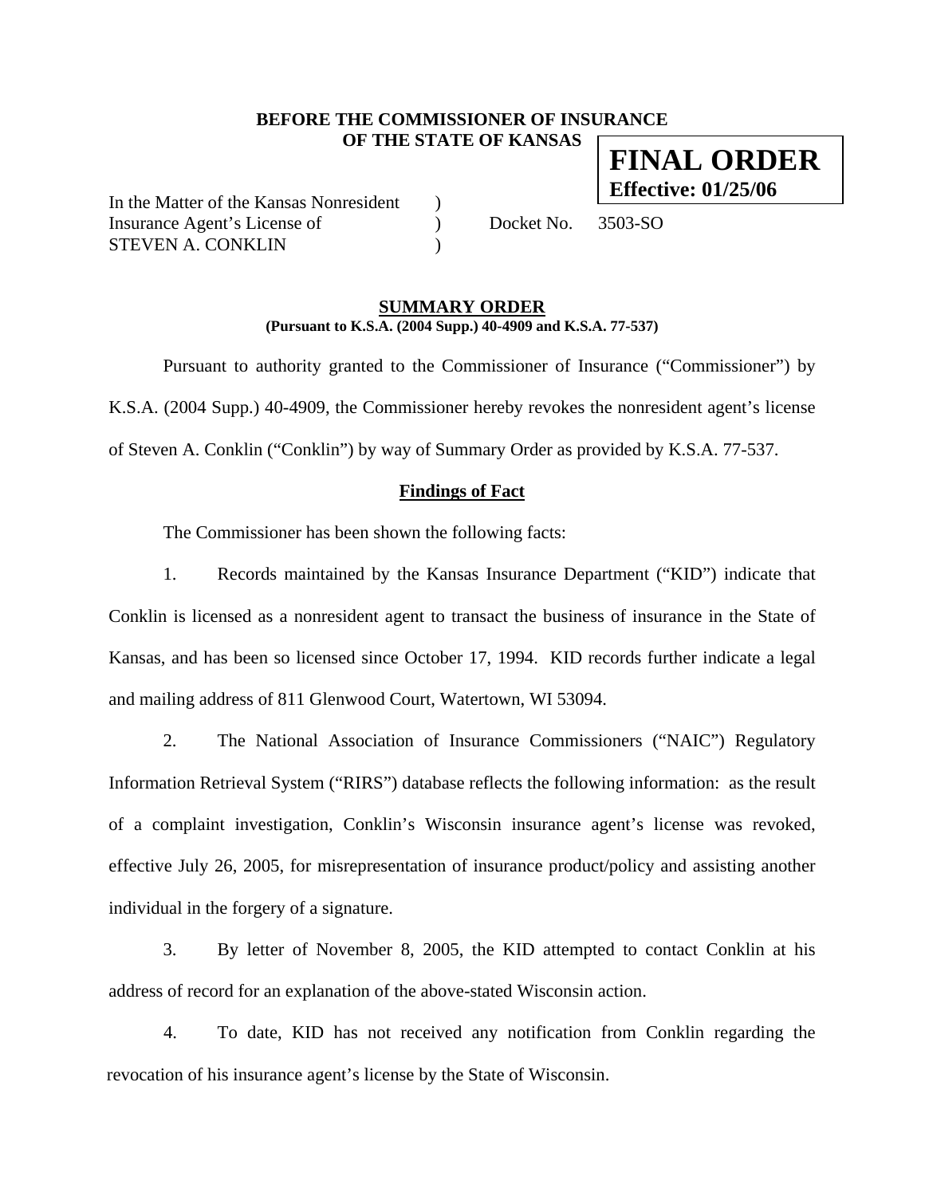**BEFORE THE COMMISSIONER OF INSURANCE OF THE STATE OF KANSAS**

**FINAL ORDER**
**Effective: 01/25/06**

In the Matter of the Kansas Nonresident )
Insurance Agent's License of ) Docket No. 3503-SO
STEVEN A. CONKLIN )

## SUMMARY ORDER

**(Pursuant to K.S.A. (2004 Supp.) 40-4909 and K.S.A. 77-537)**

Pursuant to authority granted to the Commissioner of Insurance ("Commissioner") by K.S.A. (2004 Supp.) 40-4909, the Commissioner hereby revokes the nonresident agent's license of Steven A. Conklin ("Conklin") by way of Summary Order as provided by K.S.A. 77-537.

### Findings of Fact

The Commissioner has been shown the following facts:

1. Records maintained by the Kansas Insurance Department ("KID") indicate that Conklin is licensed as a nonresident agent to transact the business of insurance in the State of Kansas, and has been so licensed since October 17, 1994. KID records further indicate a legal and mailing address of 811 Glenwood Court, Watertown, WI 53094.

2. The National Association of Insurance Commissioners ("NAIC") Regulatory Information Retrieval System ("RIRS") database reflects the following information: as the result of a complaint investigation, Conklin's Wisconsin insurance agent's license was revoked, effective July 26, 2005, for misrepresentation of insurance product/policy and assisting another individual in the forgery of a signature.

3. By letter of November 8, 2005, the KID attempted to contact Conklin at his address of record for an explanation of the above-stated Wisconsin action.

4. To date, KID has not received any notification from Conklin regarding the revocation of his insurance agent's license by the State of Wisconsin.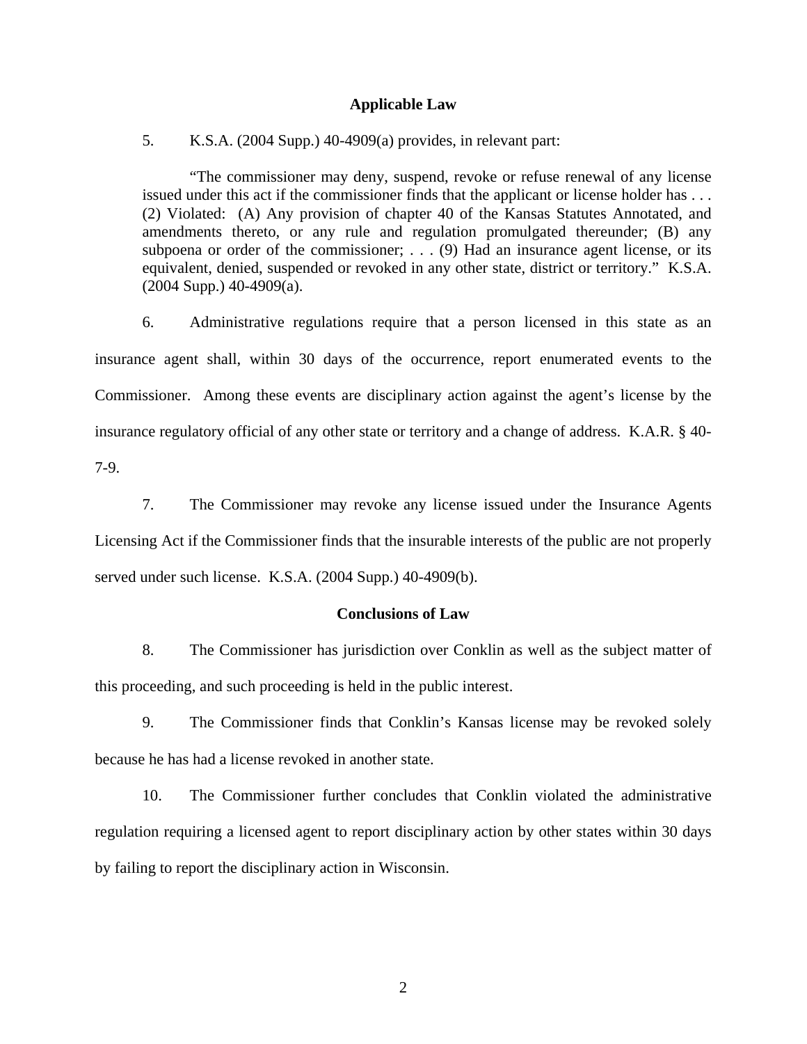## Applicable Law

5. K.S.A. (2004 Supp.) 40-4909(a) provides, in relevant part:

> "The commissioner may deny, suspend, revoke or refuse renewal of any license issued under this act if the commissioner finds that the applicant or license holder has . . . (2) Violated: (A) Any provision of chapter 40 of the Kansas Statutes Annotated, and amendments thereto, or any rule and regulation promulgated thereunder; (B) any subpoena or order of the commissioner; . . . (9) Had an insurance agent license, or its equivalent, denied, suspended or revoked in any other state, district or territory." K.S.A. (2004 Supp.) 40-4909(a).

6. Administrative regulations require that a person licensed in this state as an insurance agent shall, within 30 days of the occurrence, report enumerated events to the Commissioner. Among these events are disciplinary action against the agent's license by the insurance regulatory official of any other state or territory and a change of address. K.A.R. § 40-7-9.

7. The Commissioner may revoke any license issued under the Insurance Agents Licensing Act if the Commissioner finds that the insurable interests of the public are not properly served under such license. K.S.A. (2004 Supp.) 40-4909(b).

## Conclusions of Law

8. The Commissioner has jurisdiction over Conklin as well as the subject matter of this proceeding, and such proceeding is held in the public interest.

9. The Commissioner finds that Conklin's Kansas license may be revoked solely because he has had a license revoked in another state.

10. The Commissioner further concludes that Conklin violated the administrative regulation requiring a licensed agent to report disciplinary action by other states within 30 days by failing to report the disciplinary action in Wisconsin.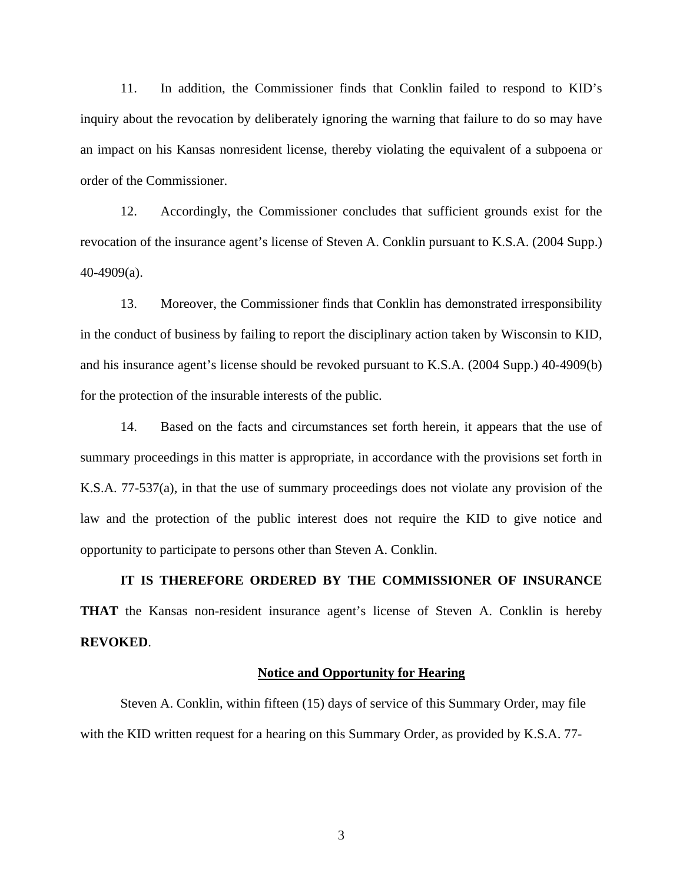11. In addition, the Commissioner finds that Conklin failed to respond to KID's inquiry about the revocation by deliberately ignoring the warning that failure to do so may have an impact on his Kansas nonresident license, thereby violating the equivalent of a subpoena or order of the Commissioner.

12. Accordingly, the Commissioner concludes that sufficient grounds exist for the revocation of the insurance agent's license of Steven A. Conklin pursuant to K.S.A. (2004 Supp.) 40-4909(a).

13. Moreover, the Commissioner finds that Conklin has demonstrated irresponsibility in the conduct of business by failing to report the disciplinary action taken by Wisconsin to KID, and his insurance agent's license should be revoked pursuant to K.S.A. (2004 Supp.) 40-4909(b) for the protection of the insurable interests of the public.

14. Based on the facts and circumstances set forth herein, it appears that the use of summary proceedings in this matter is appropriate, in accordance with the provisions set forth in K.S.A. 77-537(a), in that the use of summary proceedings does not violate any provision of the law and the protection of the public interest does not require the KID to give notice and opportunity to participate to persons other than Steven A. Conklin.

**IT IS THEREFORE ORDERED BY THE COMMISSIONER OF INSURANCE THAT** the Kansas non-resident insurance agent's license of Steven A. Conklin is hereby **REVOKED**.

**Notice and Opportunity for Hearing**

Steven A. Conklin, within fifteen (15) days of service of this Summary Order, may file with the KID written request for a hearing on this Summary Order, as provided by K.S.A. 77-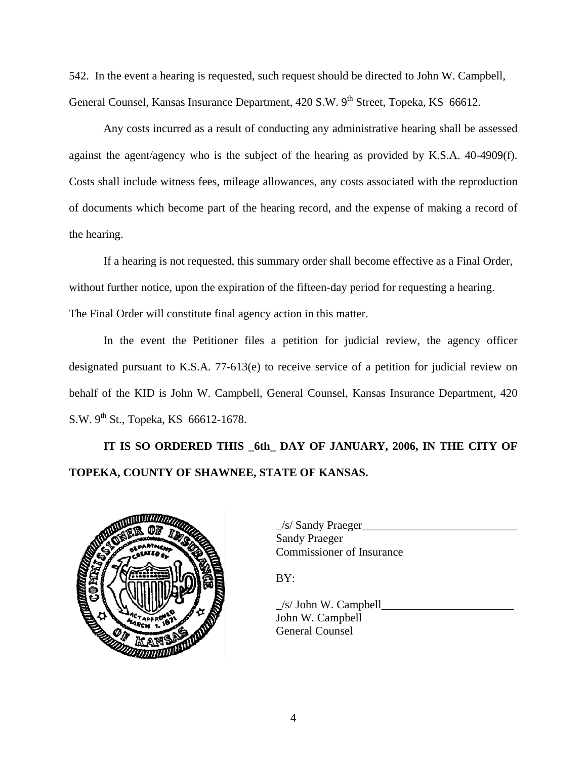542. In the event a hearing is requested, such request should be directed to John W. Campbell, General Counsel, Kansas Insurance Department, 420 S.W. 9th Street, Topeka, KS 66612.

Any costs incurred as a result of conducting any administrative hearing shall be assessed against the agent/agency who is the subject of the hearing as provided by K.S.A. 40-4909(f). Costs shall include witness fees, mileage allowances, any costs associated with the reproduction of documents which become part of the hearing record, and the expense of making a record of the hearing.

If a hearing is not requested, this summary order shall become effective as a Final Order, without further notice, upon the expiration of the fifteen-day period for requesting a hearing. The Final Order will constitute final agency action in this matter.

In the event the Petitioner files a petition for judicial review, the agency officer designated pursuant to K.S.A. 77-613(e) to receive service of a petition for judicial review on behalf of the KID is John W. Campbell, General Counsel, Kansas Insurance Department, 420 S.W. 9th St., Topeka, KS 66612-1678.

**IT IS SO ORDERED THIS _6th_ DAY OF JANUARY, 2006, IN THE CITY OF TOPEKA, COUNTY OF SHAWNEE, STATE OF KANSAS.**

_/s/ Sandy Praeger___________________________
Sandy Praeger
Commissioner of Insurance

BY:

_/s/ John W. Campbell_______________________
John W. Campbell
General Counsel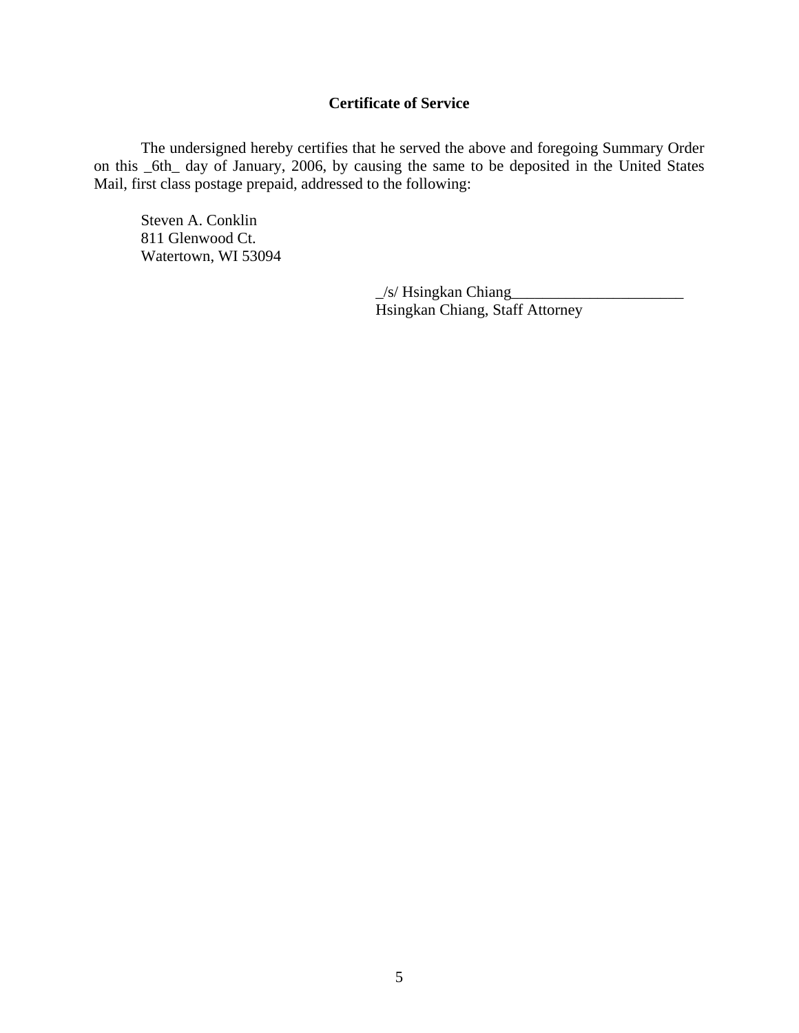**Certificate of Service**

The undersigned hereby certifies that he served the above and foregoing Summary Order on this _6th_ day of January, 2006, by causing the same to be deposited in the United States Mail, first class postage prepaid, addressed to the following:

Steven A. Conklin
811 Glenwood Ct.
Watertown, WI 53094

_/s/ Hsingkan Chiang_______________________
Hsingkan Chiang, Staff Attorney